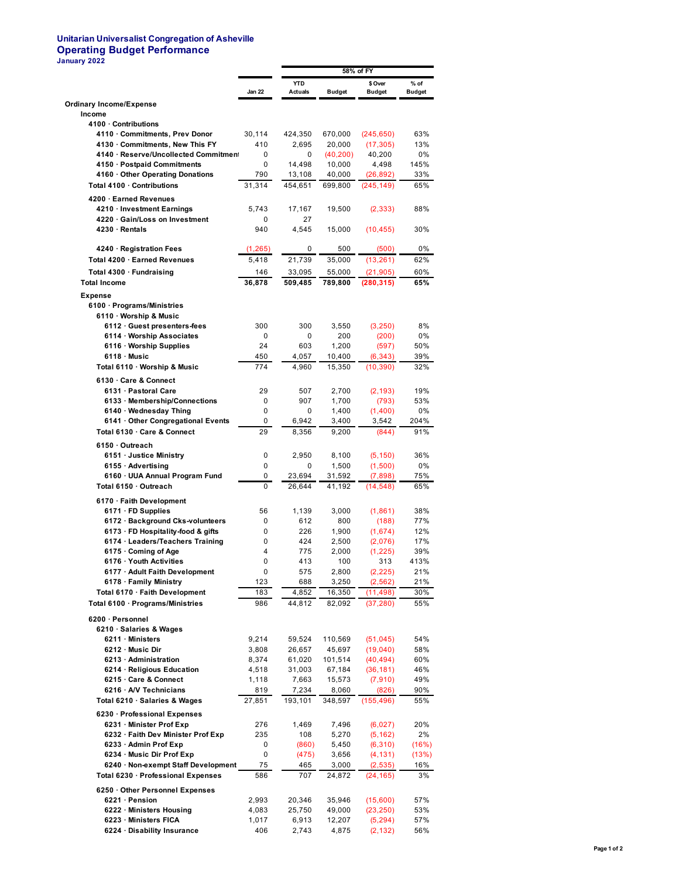**Unitarian Universalist Congregation of Asheville**
**Operating Budget Performance**
**January 2022**

| | | 58% of FY | | | |
|---|---|---|---|---|---|
| | Jan 22 | YTD Actuals | Budget | $ Over Budget | % of Budget |
| **Ordinary Income/Expense** | | | | | |
| **Income** | | | | | |
| **4100 · Contributions** | | | | | |
| 4110 · Commitments, Prev Donor | 30,114 | 424,350 | 670,000 | (245,650) | 63% |
| 4130 · Commitments, New This FY | 410 | 2,695 | 20,000 | (17,305) | 13% |
| 4140 · Reserve/Uncollected Commitment | 0 | 0 | (40,200) | 40,200 | 0% |
| 4150 · Postpaid Commitments | 0 | 14,498 | 10,000 | 4,498 | 145% |
| 4160 · Other Operating Donations | 790 | 13,108 | 40,000 | (26,892) | 33% |
| **Total 4100 · Contributions** | 31,314 | 454,651 | 699,800 | (245,149) | 65% |
| **4200 · Earned Revenues** | | | | | |
| 4210 · Investment Earnings | 5,743 | 17,167 | 19,500 | (2,333) | 88% |
| 4220 · Gain/Loss on Investment | 0 | 27 | | | |
| 4230 · Rentals | 940 | 4,545 | 15,000 | (10,455) | 30% |
| 4240 · Registration Fees | (1,265) | 0 | 500 | (500) | 0% |
| **Total 4200 · Earned Revenues** | 5,418 | 21,739 | 35,000 | (13,261) | 62% |
| **Total 4300 · Fundraising** | 146 | 33,095 | 55,000 | (21,905) | 60% |
| **Total Income** | **36,878** | **509,485** | **789,800** | **(280,315)** | **65%** |
| **Expense** | | | | | |
| **6100 · Programs/Ministries** | | | | | |
| **6110 · Worship & Music** | | | | | |
| 6112 · Guest presenters-fees | 300 | 300 | 3,550 | (3,250) | 8% |
| 6114 · Worship Associates | 0 | 0 | 200 | (200) | 0% |
| 6116 · Worship Supplies | 24 | 603 | 1,200 | (597) | 50% |
| 6118 · Music | 450 | 4,057 | 10,400 | (6,343) | 39% |
| **Total 6110 · Worship & Music** | 774 | 4,960 | 15,350 | (10,390) | 32% |
| **6130 · Care & Connect** | | | | | |
| 6131 · Pastoral Care | 29 | 507 | 2,700 | (2,193) | 19% |
| 6133 · Membership/Connections | 0 | 907 | 1,700 | (793) | 53% |
| 6140 · Wednesday Thing | 0 | 0 | 1,400 | (1,400) | 0% |
| 6141 · Other Congregational Events | 0 | 6,942 | 3,400 | 3,542 | 204% |
| **Total 6130 · Care & Connect** | 29 | 8,356 | 9,200 | (844) | 91% |
| **6150 · Outreach** | | | | | |
| 6151 · Justice Ministry | 0 | 2,950 | 8,100 | (5,150) | 36% |
| 6155 · Advertising | 0 | 0 | 1,500 | (1,500) | 0% |
| 6160 · UUA Annual Program Fund | 0 | 23,694 | 31,592 | (7,898) | 75% |
| **Total 6150 · Outreach** | 0 | 26,644 | 41,192 | (14,548) | 65% |
| **6170 · Faith Development** | | | | | |
| 6171 · FD Supplies | 56 | 1,139 | 3,000 | (1,861) | 38% |
| 6172 · Background Cks-volunteers | 0 | 612 | 800 | (188) | 77% |
| 6173 · FD Hospitality-food & gifts | 0 | 226 | 1,900 | (1,674) | 12% |
| 6174 · Leaders/Teachers Training | 0 | 424 | 2,500 | (2,076) | 17% |
| 6175 · Coming of Age | 4 | 775 | 2,000 | (1,225) | 39% |
| 6176 · Youth Activities | 0 | 413 | 100 | 313 | 413% |
| 6177 · Adult Faith Development | 0 | 575 | 2,800 | (2,225) | 21% |
| 6178 · Family Ministry | 123 | 688 | 3,250 | (2,562) | 21% |
| **Total 6170 · Faith Development** | 183 | 4,852 | 16,350 | (11,498) | 30% |
| **Total 6100 · Programs/Ministries** | 986 | 44,812 | 82,092 | (37,280) | 55% |
| **6200 · Personnel** | | | | | |
| **6210 · Salaries & Wages** | | | | | |
| 6211 · Ministers | 9,214 | 59,524 | 110,569 | (51,045) | 54% |
| 6212 · Music Dir | 3,808 | 26,657 | 45,697 | (19,040) | 58% |
| 6213 · Administration | 8,374 | 61,020 | 101,514 | (40,494) | 60% |
| 6214 · Religious Education | 4,518 | 31,003 | 67,184 | (36,181) | 46% |
| 6215 · Care & Connect | 1,118 | 7,663 | 15,573 | (7,910) | 49% |
| 6216 · A/V Technicians | 819 | 7,234 | 8,060 | (826) | 90% |
| **Total 6210 · Salaries & Wages** | 27,851 | 193,101 | 348,597 | (155,496) | 55% |
| **6230 · Professional Expenses** | | | | | |
| 6231 · Minister Prof Exp | 276 | 1,469 | 7,496 | (6,027) | 20% |
| 6232 · Faith Dev Minister Prof Exp | 235 | 108 | 5,270 | (5,162) | 2% |
| 6233 · Admin Prof Exp | 0 | (860) | 5,450 | (6,310) | (16%) |
| 6234 · Music Dir Prof Exp | 0 | (475) | 3,656 | (4,131) | (13%) |
| 6240 · Non-exempt Staff Development | 75 | 465 | 3,000 | (2,535) | 16% |
| **Total 6230 · Professional Expenses** | 586 | 707 | 24,872 | (24,165) | 3% |
| **6250 · Other Personnel Expenses** | | | | | |
| 6221 · Pension | 2,993 | 20,346 | 35,946 | (15,600) | 57% |
| 6222 · Ministers Housing | 4,083 | 25,750 | 49,000 | (23,250) | 53% |
| 6223 · Ministers FICA | 1,017 | 6,913 | 12,207 | (5,294) | 57% |
| 6224 · Disability Insurance | 406 | 2,743 | 4,875 | (2,132) | 56% |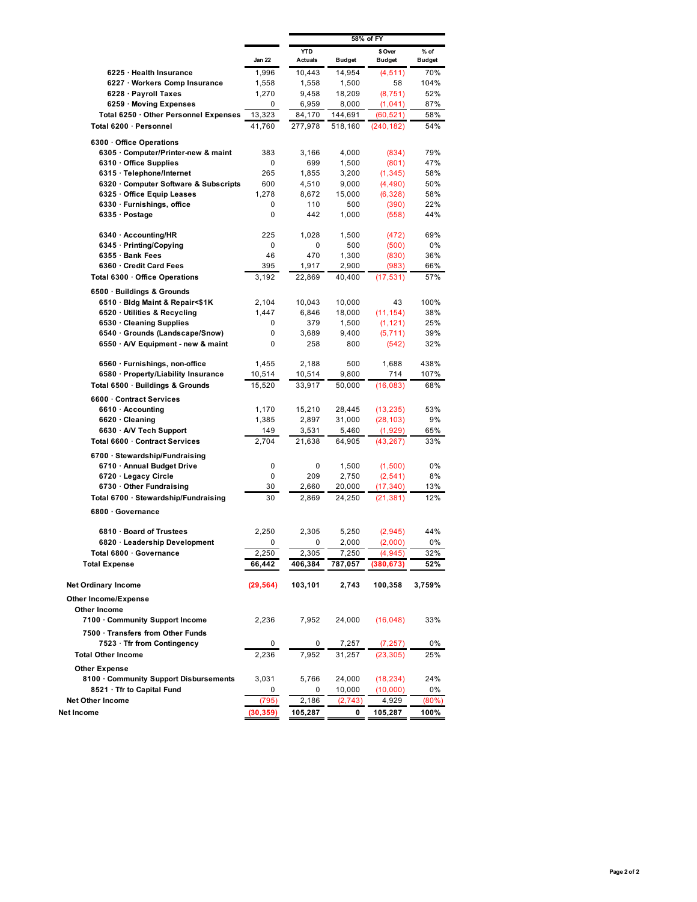| | Jan 22 | YTD Actuals (58% of FY) | Budget | $ Over Budget | % of Budget |
|---|---|---|---|---|---|
| 6225 · Health Insurance | 1,996 | 10,443 | 14,954 | (4,511) | 70% |
| 6227 · Workers Comp Insurance | 1,558 | 1,558 | 1,500 | 58 | 104% |
| 6228 · Payroll Taxes | 1,270 | 9,458 | 18,209 | (8,751) | 52% |
| 6259 · Moving Expenses | 0 | 6,959 | 8,000 | (1,041) | 87% |
| Total 6250 · Other Personnel Expenses | 13,323 | 84,170 | 144,691 | (60,521) | 58% |
| Total 6200 · Personnel | 41,760 | 277,978 | 518,160 | (240,182) | 54% |
| 6300 · Office Operations | | | | | |
| 6305 · Computer/Printer-new & maint | 383 | 3,166 | 4,000 | (834) | 79% |
| 6310 · Office Supplies | 0 | 699 | 1,500 | (801) | 47% |
| 6315 · Telephone/Internet | 265 | 1,855 | 3,200 | (1,345) | 58% |
| 6320 · Computer Software & Subscripts | 600 | 4,510 | 9,000 | (4,490) | 50% |
| 6325 · Office Equip Leases | 1,278 | 8,672 | 15,000 | (6,328) | 58% |
| 6330 · Furnishings, office | 0 | 110 | 500 | (390) | 22% |
| 6335 · Postage | 0 | 442 | 1,000 | (558) | 44% |
| 6340 · Accounting/HR | 225 | 1,028 | 1,500 | (472) | 69% |
| 6345 · Printing/Copying | 0 | 0 | 500 | (500) | 0% |
| 6355 · Bank Fees | 46 | 470 | 1,300 | (830) | 36% |
| 6360 · Credit Card Fees | 395 | 1,917 | 2,900 | (983) | 66% |
| Total 6300 · Office Operations | 3,192 | 22,869 | 40,400 | (17,531) | 57% |
| 6500 · Buildings & Grounds | | | | | |
| 6510 · Bldg Maint & Repair<$1K | 2,104 | 10,043 | 10,000 | 43 | 100% |
| 6520 · Utilities & Recycling | 1,447 | 6,846 | 18,000 | (11,154) | 38% |
| 6530 · Cleaning Supplies | 0 | 379 | 1,500 | (1,121) | 25% |
| 6540 · Grounds (Landscape/Snow) | 0 | 3,689 | 9,400 | (5,711) | 39% |
| 6550 · A/V Equipment - new & maint | 0 | 258 | 800 | (542) | 32% |
| 6560 · Furnishings, non-office | 1,455 | 2,188 | 500 | 1,688 | 438% |
| 6580 · Property/Liability Insurance | 10,514 | 10,514 | 9,800 | 714 | 107% |
| Total 6500 · Buildings & Grounds | 15,520 | 33,917 | 50,000 | (16,083) | 68% |
| 6600 · Contract Services | | | | | |
| 6610 · Accounting | 1,170 | 15,210 | 28,445 | (13,235) | 53% |
| 6620 · Cleaning | 1,385 | 2,897 | 31,000 | (28,103) | 9% |
| 6630 · A/V Tech Support | 149 | 3,531 | 5,460 | (1,929) | 65% |
| Total 6600 · Contract Services | 2,704 | 21,638 | 64,905 | (43,267) | 33% |
| 6700 · Stewardship/Fundraising | | | | | |
| 6710 · Annual Budget Drive | 0 | 0 | 1,500 | (1,500) | 0% |
| 6720 · Legacy Circle | 0 | 209 | 2,750 | (2,541) | 8% |
| 6730 · Other Fundraising | 30 | 2,660 | 20,000 | (17,340) | 13% |
| Total 6700 · Stewardship/Fundraising | 30 | 2,869 | 24,250 | (21,381) | 12% |
| 6800 · Governance | | | | | |
| 6810 · Board of Trustees | 2,250 | 2,305 | 5,250 | (2,945) | 44% |
| 6820 · Leadership Development | 0 | 0 | 2,000 | (2,000) | 0% |
| Total 6800 · Governance | 2,250 | 2,305 | 7,250 | (4,945) | 32% |
| **Total Expense** | **66,442** | **406,384** | **787,057** | **(380,673)** | **52%** |
| **Net Ordinary Income** | **(29,564)** | **103,101** | **2,743** | **100,358** | **3,759%** |
| Other Income/Expense | | | | | |
| Other Income | | | | | |
| 7100 · Community Support Income | 2,236 | 7,952 | 24,000 | (16,048) | 33% |
| 7500 · Transfers from Other Funds | | | | | |
| 7523 · Tfr from Contingency | 0 | 0 | 7,257 | (7,257) | 0% |
| Total Other Income | 2,236 | 7,952 | 31,257 | (23,305) | 25% |
| Other Expense | | | | | |
| 8100 · Community Support Disbursements | 3,031 | 5,766 | 24,000 | (18,234) | 24% |
| 8521 · Tfr to Capital Fund | 0 | 0 | 10,000 | (10,000) | 0% |
| Net Other Income | (795) | 2,186 | (2,743) | 4,929 | (80%) |
| **Net Income** | **(30,359)** | **105,287** | **0** | **105,287** | **100%** |